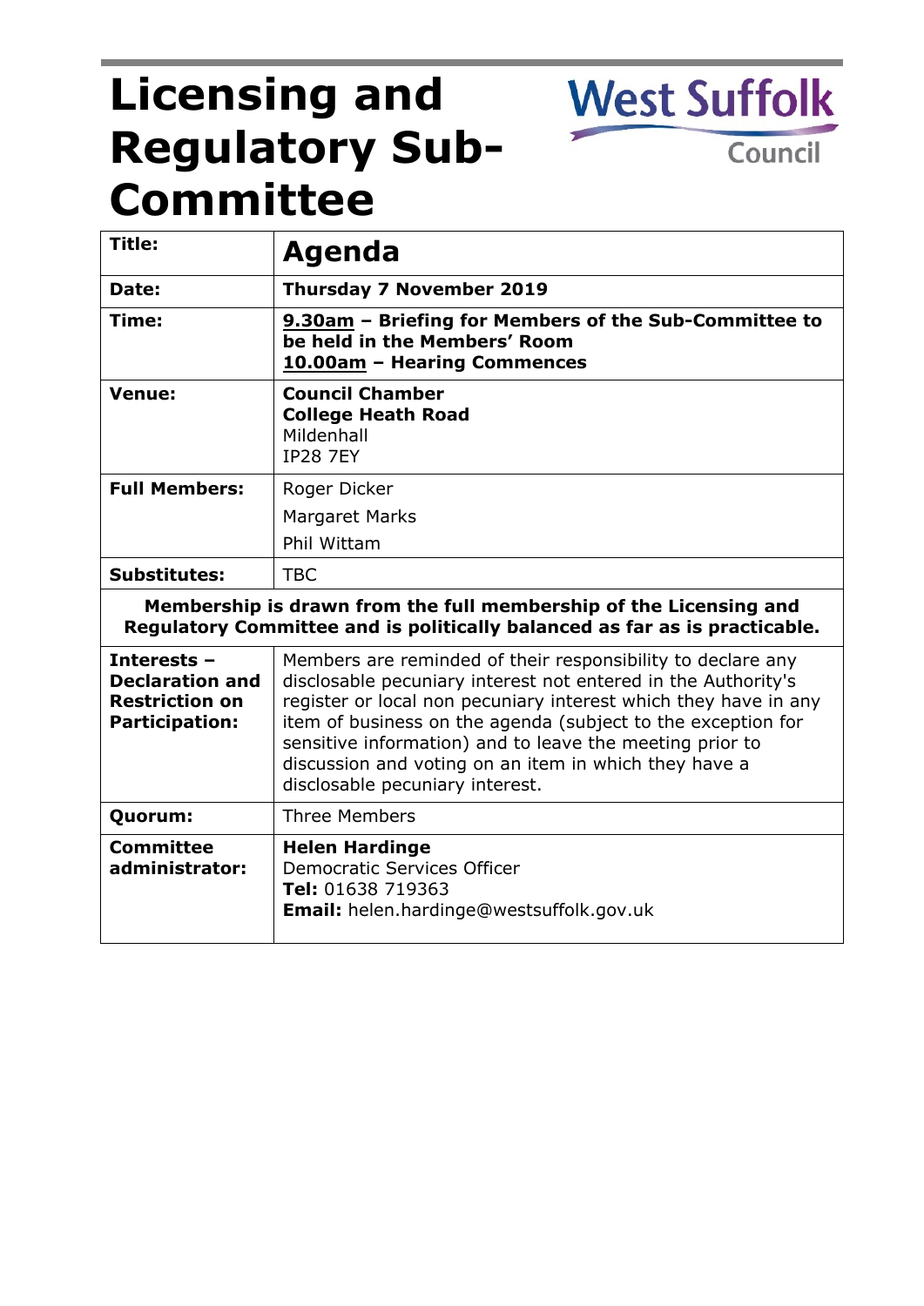# Licensing and Regulatory Sub-Committee

West Suffolk Council

| | |
|---|---|
| **Title:** | **Agenda** |
| **Date:** | **Thursday 7 November 2019** |
| **Time:** | **9.30am – Briefing for Members of the Sub-Committee to be held in the Members' Room**<br>**10.00am – Hearing Commences** |
| **Venue:** | **Council Chamber**<br>**College Heath Road**<br>Mildenhall<br>IP28 7EY |
| **Full Members:** | Roger Dicker<br>Margaret Marks<br>Phil Wittam |
| **Substitutes:** | TBC |
| **Membership is drawn from the full membership of the Licensing and Regulatory Committee and is politically balanced as far as is practicable.** | |
| **Interests – Declaration and Restriction on Participation:** | Members are reminded of their responsibility to declare any disclosable pecuniary interest not entered in the Authority's register or local non pecuniary interest which they have in any item of business on the agenda (subject to the exception for sensitive information) and to leave the meeting prior to discussion and voting on an item in which they have a disclosable pecuniary interest. |
| **Quorum:** | Three Members |
| **Committee administrator:** | **Helen Hardinge**<br>Democratic Services Officer<br>**Tel:** 01638 719363<br>**Email:** helen.hardinge@westsuffolk.gov.uk |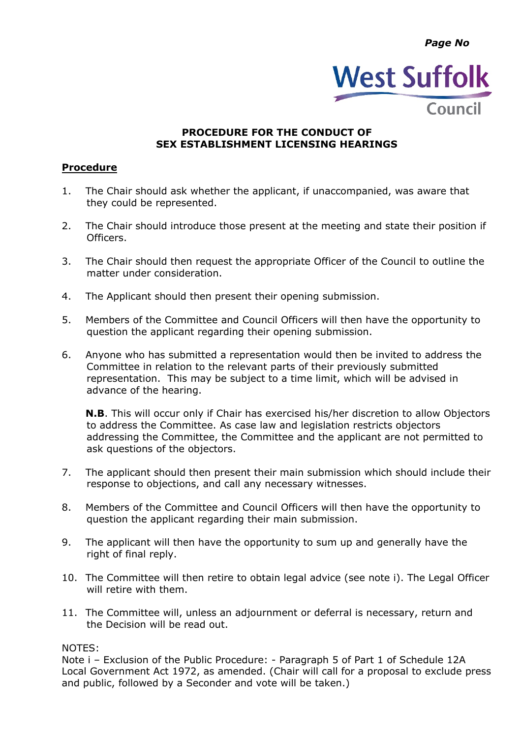# PROCEDURE FOR THE CONDUCT OF SEX ESTABLISHMENT LICENSING HEARINGS

## Procedure

1. The Chair should ask whether the applicant, if unaccompanied, was aware that they could be represented.

2. The Chair should introduce those present at the meeting and state their position if Officers.

3. The Chair should then request the appropriate Officer of the Council to outline the matter under consideration.

4. The Applicant should then present their opening submission.

5. Members of the Committee and Council Officers will then have the opportunity to question the applicant regarding their opening submission.

6. Anyone who has submitted a representation would then be invited to address the Committee in relation to the relevant parts of their previously submitted representation. This may be subject to a time limit, which will be advised in advance of the hearing.

   **N.B**. This will occur only if Chair has exercised his/her discretion to allow Objectors to address the Committee. As case law and legislation restricts objectors addressing the Committee, the Committee and the applicant are not permitted to ask questions of the objectors.

7. The applicant should then present their main submission which should include their response to objections, and call any necessary witnesses.

8. Members of the Committee and Council Officers will then have the opportunity to question the applicant regarding their main submission.

9. The applicant will then have the opportunity to sum up and generally have the right of final reply.

10. The Committee will then retire to obtain legal advice (see note i). The Legal Officer will retire with them.

11. The Committee will, unless an adjournment or deferral is necessary, return and the Decision will be read out.

NOTES:
Note i – Exclusion of the Public Procedure: - Paragraph 5 of Part 1 of Schedule 12A Local Government Act 1972, as amended. (Chair will call for a proposal to exclude press and public, followed by a Seconder and vote will be taken.)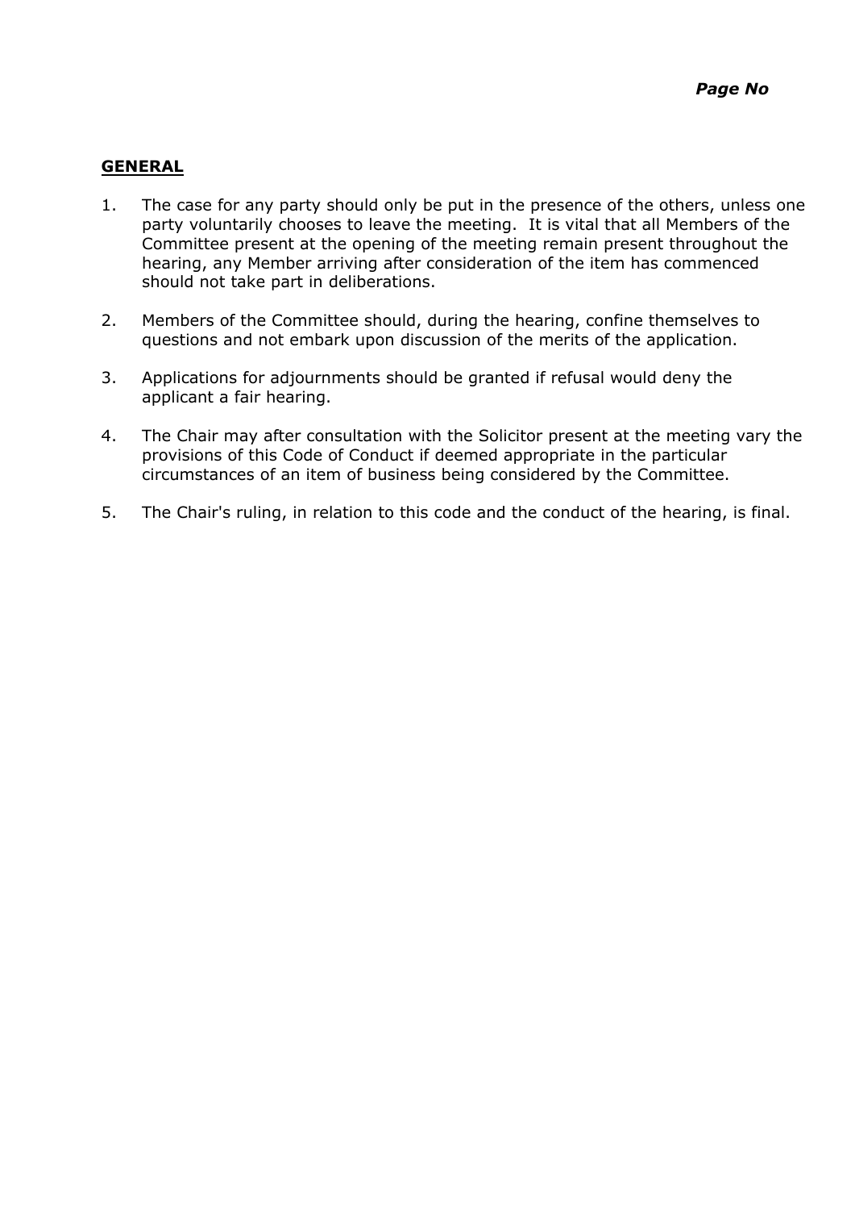*Page No*

## **GENERAL**

1. The case for any party should only be put in the presence of the others, unless one party voluntarily chooses to leave the meeting. It is vital that all Members of the Committee present at the opening of the meeting remain present throughout the hearing, any Member arriving after consideration of the item has commenced should not take part in deliberations.

2. Members of the Committee should, during the hearing, confine themselves to questions and not embark upon discussion of the merits of the application.

3. Applications for adjournments should be granted if refusal would deny the applicant a fair hearing.

4. The Chair may after consultation with the Solicitor present at the meeting vary the provisions of this Code of Conduct if deemed appropriate in the particular circumstances of an item of business being considered by the Committee.

5. The Chair's ruling, in relation to this code and the conduct of the hearing, is final.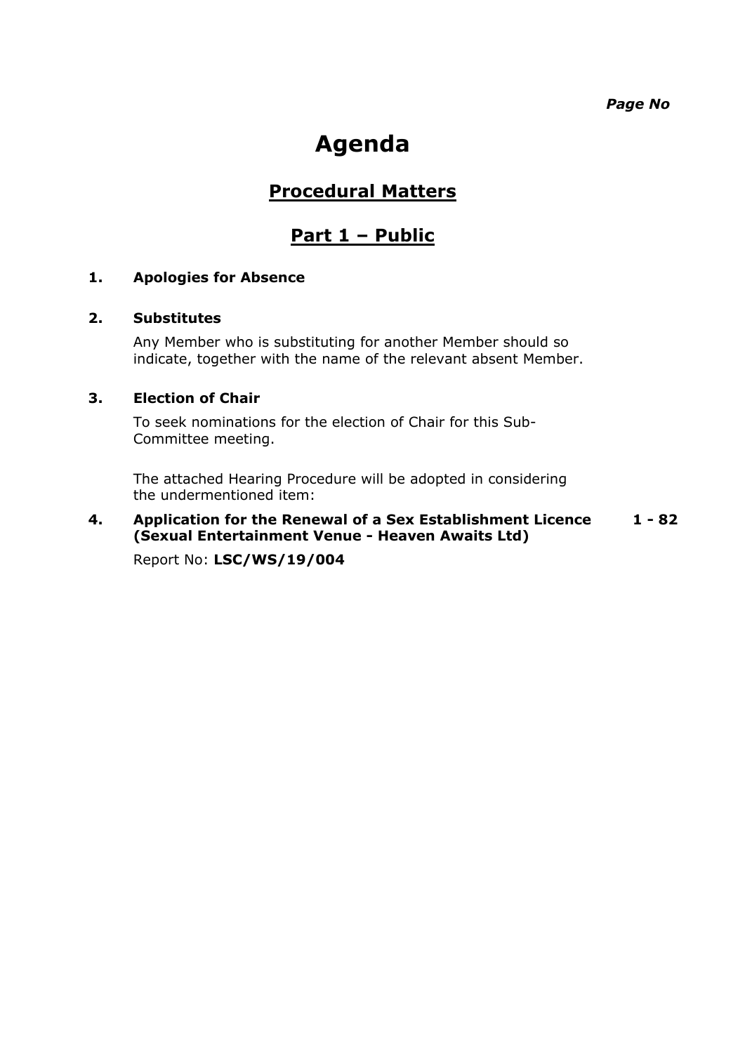*Page No*

# Agenda

## Procedural Matters

## Part 1 – Public

**1. Apologies for Absence**

**2. Substitutes**

Any Member who is substituting for another Member should so indicate, together with the name of the relevant absent Member.

**3. Election of Chair**

To seek nominations for the election of Chair for this Sub-Committee meeting.

The attached Hearing Procedure will be adopted in considering the undermentioned item:

**4. Application for the Renewal of a Sex Establishment Licence (Sexual Entertainment Venue - Heaven Awaits Ltd)** **1 - 82**

Report No: **LSC/WS/19/004**